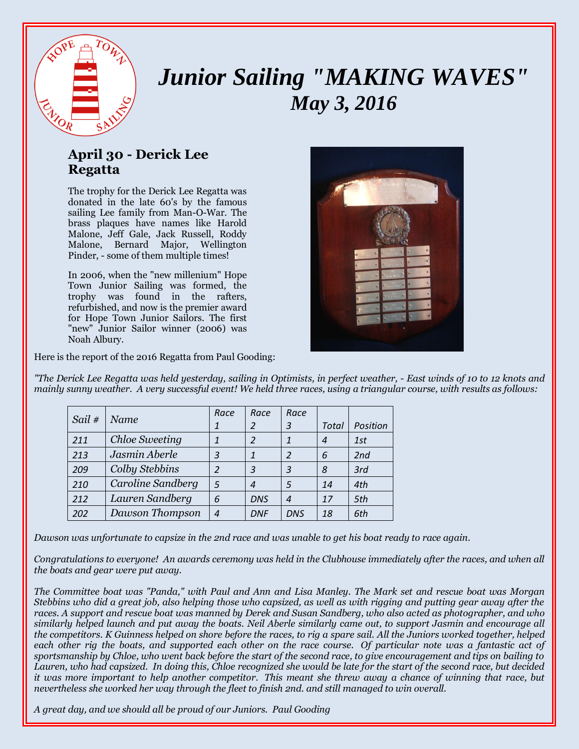# Junior Sailing "MAKING WAVES"

## May 3, 2016

### April 30 - Derick Lee Regatta

The trophy for the Derick Lee Regatta was donated in the late 60's by the famous sailing Lee family from Man-O-War. The brass plaques have names like Harold Malone, Jeff Gale, Jack Russell, Roddy Malone, Bernard Major, Wellington Pinder, - some of them multiple times!

In 2006, when the "new millenium" Hope Town Junior Sailing was formed, the trophy was found in the rafters, refurbished, and now is the premier award for Hope Town Junior Sailors. The first "new" Junior Sailor winner (2006) was Noah Albury.

Here is the report of the 2016 Regatta from Paul Gooding:

*"The Derick Lee Regatta was held yesterday, sailing in Optimists, in perfect weather, - East winds of 10 to 12 knots and mainly sunny weather. A very successful event! We held three races, using a triangular course, with results as follows:*

| Sail # | Name | Race 1 | Race 2 | Race 3 | Total | Position |
|---|---|---|---|---|---|---|
| 211 | Chloe Sweeting | 1 | 2 | 1 | 4 | 1st |
| 213 | Jasmin Aberle | 3 | 1 | 2 | 6 | 2nd |
| 209 | Colby Stebbins | 2 | 3 | 3 | 8 | 3rd |
| 210 | Caroline Sandberg | 5 | 4 | 5 | 14 | 4th |
| 212 | Lauren Sandberg | 6 | DNS | 4 | 17 | 5th |
| 202 | Dawson Thompson | 4 | DNF | DNS | 18 | 6th |

*Dawson was unfortunate to capsize in the 2nd race and was unable to get his boat ready to race again.*

*Congratulations to everyone! An awards ceremony was held in the Clubhouse immediately after the races, and when all the boats and gear were put away.*

*The Committee boat was "Panda," with Paul and Ann and Lisa Manley. The Mark set and rescue boat was Morgan Stebbins who did a great job, also helping those who capsized, as well as with rigging and putting gear away after the races. A support and rescue boat was manned by Derek and Susan Sandberg, who also acted as photographer, and who similarly helped launch and put away the boats. Neil Aberle similarly came out, to support Jasmin and encourage all the competitors. K Guinness helped on shore before the races, to rig a spare sail. All the Juniors worked together, helped each other rig the boats, and supported each other on the race course. Of particular note was a fantastic act of sportsmanship by Chloe, who went back before the start of the second race, to give encouragement and tips on bailing to Lauren, who had capsized. In doing this, Chloe recognized she would be late for the start of the second race, but decided it was more important to help another competitor. This meant she threw away a chance of winning that race, but nevertheless she worked her way through the fleet to finish 2nd. and still managed to win overall.*

*A great day, and we should all be proud of our Juniors. Paul Gooding*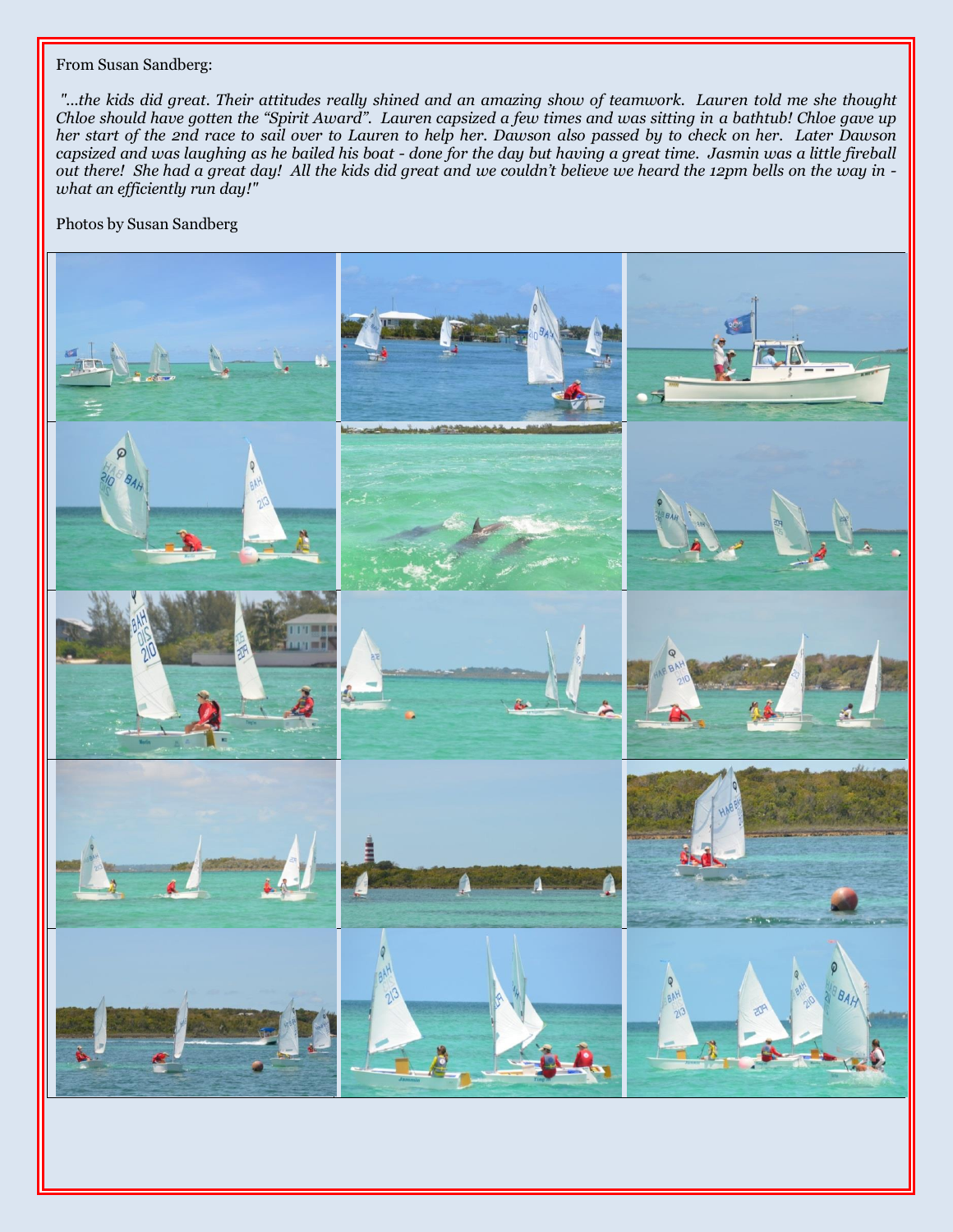From Susan Sandberg:

*"...the kids did great. Their attitudes really shined and an amazing show of teamwork. Lauren told me she thought Chloe should have gotten the "Spirit Award". Lauren capsized a few times and was sitting in a bathtub! Chloe gave up her start of the 2nd race to sail over to Lauren to help her. Dawson also passed by to check on her. Later Dawson capsized and was laughing as he bailed his boat - done for the day but having a great time. Jasmin was a little fireball out there! She had a great day! All the kids did great and we couldn't believe we heard the 12pm bells on the way in - what an efficiently run day!"*

Photos by Susan Sandberg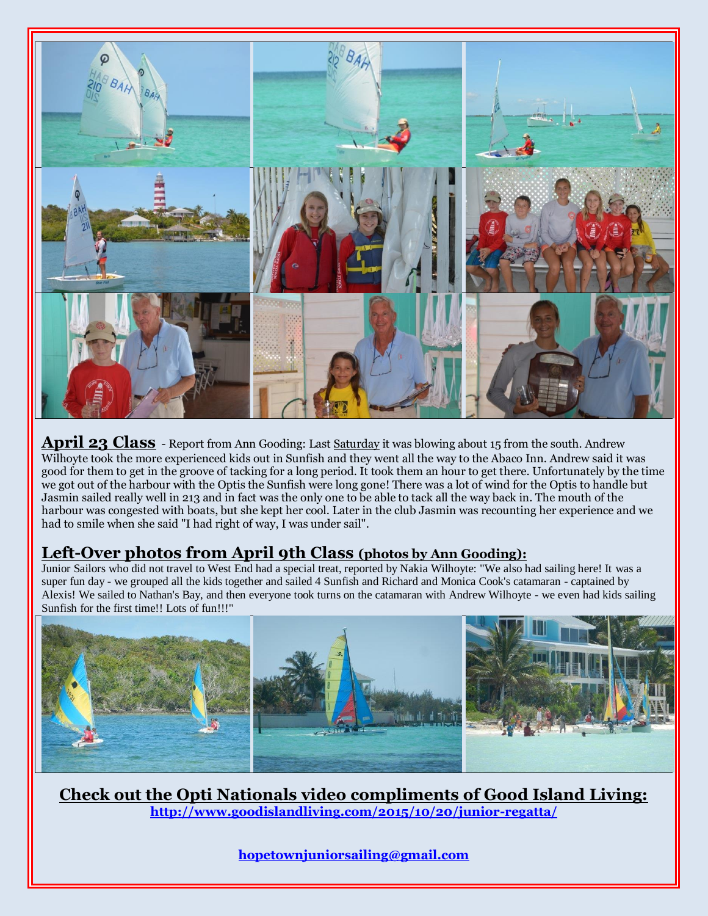**April 23 Class** - Report from Ann Gooding: Last Saturday it was blowing about 15 from the south. Andrew Wilhoyte took the more experienced kids out in Sunfish and they went all the way to the Abaco Inn. Andrew said it was good for them to get in the groove of tacking for a long period. It took them an hour to get there. Unfortunately by the time we got out of the harbour with the Optis the Sunfish were long gone! There was a lot of wind for the Optis to handle but Jasmin sailed really well in 213 and in fact was the only one to be able to tack all the way back in. The mouth of the harbour was congested with boats, but she kept her cool. Later in the club Jasmin was recounting her experience and we had to smile when she said "I had right of way, I was under sail".

## Left-Over photos from April 9th Class (photos by Ann Gooding):

Junior Sailors who did not travel to West End had a special treat, reported by Nakia Wilhoyte: "We also had sailing here! It was a super fun day - we grouped all the kids together and sailed 4 Sunfish and Richard and Monica Cook's catamaran - captained by Alexis! We sailed to Nathan's Bay, and then everyone took turns on the catamaran with Andrew Wilhoyte - we even had kids sailing Sunfish for the first time!! Lots of fun!!!"

**Check out the Opti Nationals video compliments of Good Island Living:**
**http://www.goodislandliving.com/2015/10/20/junior-regatta/**

**hopetownjuniorsailing@gmail.com**